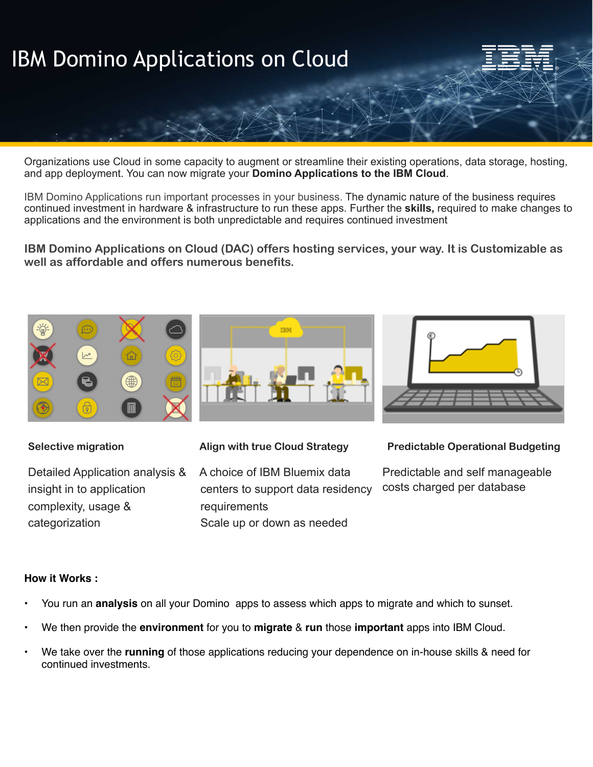# IBM Domino Applications on Cloud

Organizations use Cloud in some capacity to augment or streamline their existing operations, data storage, hosting, and app deployment. You can now migrate your **Domino Applications to the IBM Cloud**.

IBM Domino Applications run important processes in your business. The dynamic nature of the business requires continued investment in hardware & infrastructure to run these apps. Further the **skills,** required to make changes to applications and the environment is both unpredictable and requires continued investment

**IBM Domino Applications on Cloud (DAC) offers hosting services, your way. It is Customizable as well as affordable and offers numerous benefits.**

**Selective migration**

Detailed Application analysis & insight in to application complexity, usage & categorization

**Align with true Cloud Strategy**

A choice of IBM Bluemix data centers to support data residency requirements

Scale up or down as needed

**Predictable Operational Budgeting**

Predictable and self manageable costs charged per database

**How it Works :**

- You run an **analysis** on all your Domino apps to assess which apps to migrate and which to sunset.
- We then provide the **environment** for you to **migrate** & **run** those **important** apps into IBM Cloud.
- We take over the **running** of those applications reducing your dependence on in-house skills & need for continued investments.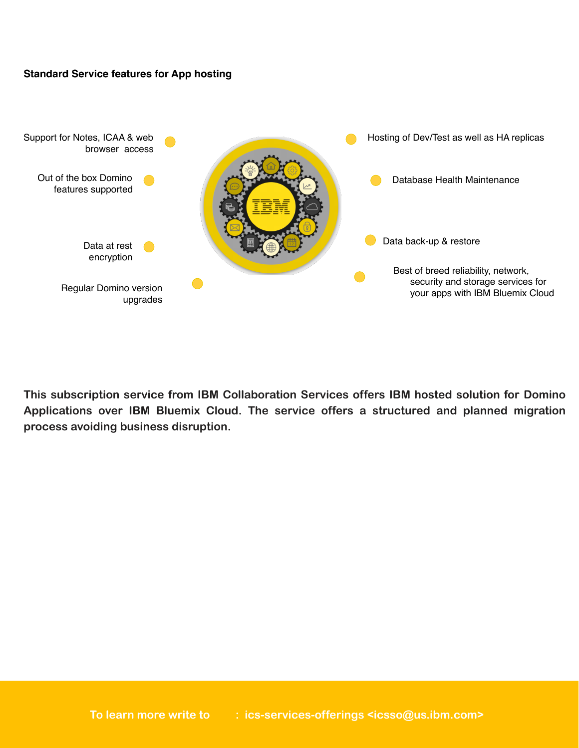### Standard Service features for App hosting

- Support for Notes, ICAA & web browser access
- Out of the box Domino features supported
- Data at rest encryption
- Regular Domino version upgrades
- Hosting of Dev/Test as well as HA replicas
- Database Health Maintenance
- Data back-up & restore
- Best of breed reliability, network, security and storage services for your apps with IBM Bluemix Cloud

**This subscription service from IBM Collaboration Services offers IBM hosted solution for Domino Applications over IBM Bluemix Cloud. The service offers a structured and planned migration process avoiding business disruption.**

**To learn more write to : ics-services-offerings <icsso@us.ibm.com>**